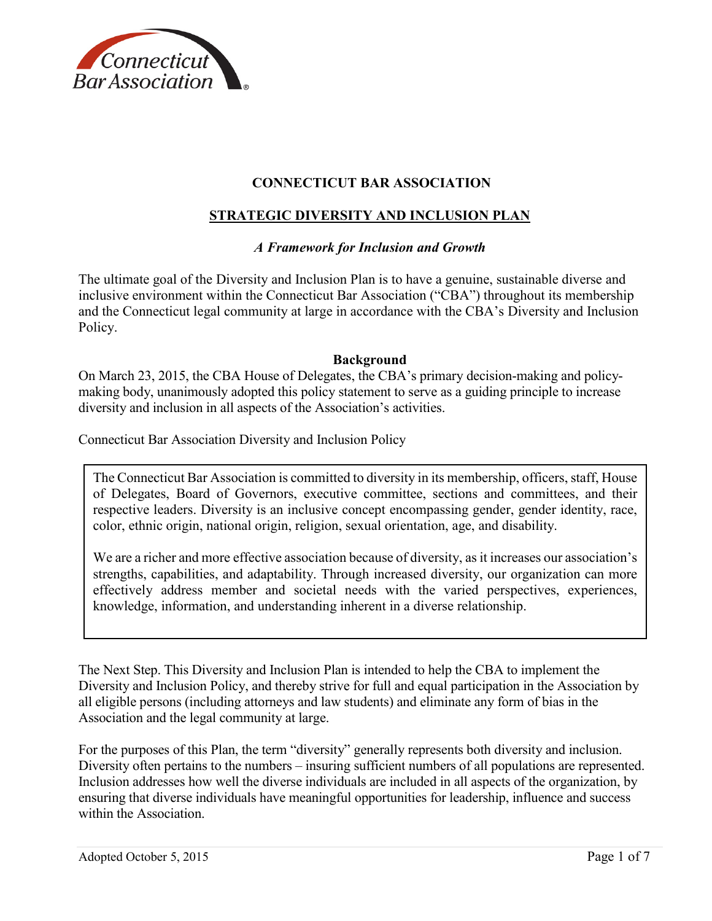# CONNECTICUT BAR ASSOCIATION

## STRATEGIC DIVERSITY AND INCLUSION PLAN

### *A Framework for Inclusion and Growth*

The ultimate goal of the Diversity and Inclusion Plan is to have a genuine, sustainable diverse and inclusive environment within the Connecticut Bar Association ("CBA") throughout its membership and the Connecticut legal community at large in accordance with the CBA's Diversity and Inclusion Policy.

**Background**

On March 23, 2015, the CBA House of Delegates, the CBA's primary decision-making and policy-making body, unanimously adopted this policy statement to serve as a guiding principle to increase diversity and inclusion in all aspects of the Association's activities.

Connecticut Bar Association Diversity and Inclusion Policy

> The Connecticut Bar Association is committed to diversity in its membership, officers, staff, House of Delegates, Board of Governors, executive committee, sections and committees, and their respective leaders. Diversity is an inclusive concept encompassing gender, gender identity, race, color, ethnic origin, national origin, religion, sexual orientation, age, and disability.
>
> We are a richer and more effective association because of diversity, as it increases our association's strengths, capabilities, and adaptability. Through increased diversity, our organization can more effectively address member and societal needs with the varied perspectives, experiences, knowledge, information, and understanding inherent in a diverse relationship.

The Next Step. This Diversity and Inclusion Plan is intended to help the CBA to implement the Diversity and Inclusion Policy, and thereby strive for full and equal participation in the Association by all eligible persons (including attorneys and law students) and eliminate any form of bias in the Association and the legal community at large.

For the purposes of this Plan, the term "diversity" generally represents both diversity and inclusion. Diversity often pertains to the numbers – insuring sufficient numbers of all populations are represented. Inclusion addresses how well the diverse individuals are included in all aspects of the organization, by ensuring that diverse individuals have meaningful opportunities for leadership, influence and success within the Association.

Adopted October 5, 2015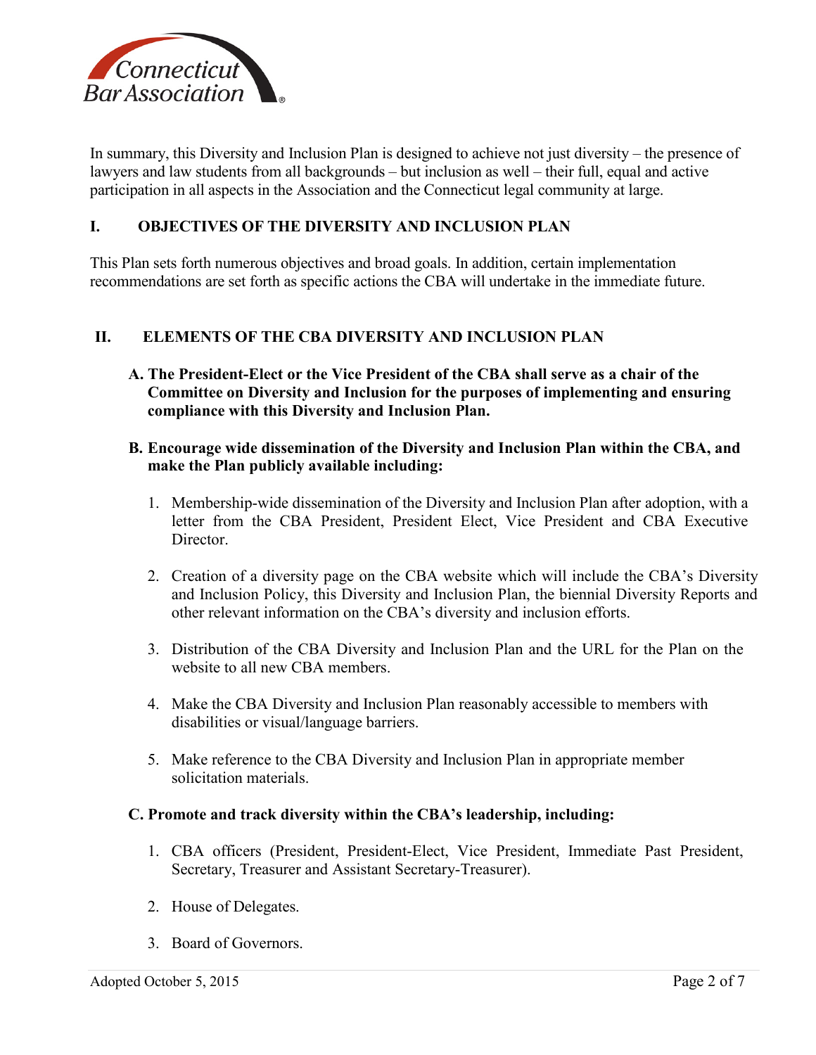In summary, this Diversity and Inclusion Plan is designed to achieve not just diversity – the presence of lawyers and law students from all backgrounds – but inclusion as well – their full, equal and active participation in all aspects in the Association and the Connecticut legal community at large.

## I. OBJECTIVES OF THE DIVERSITY AND INCLUSION PLAN

This Plan sets forth numerous objectives and broad goals. In addition, certain implementation recommendations are set forth as specific actions the CBA will undertake in the immediate future.

## II. ELEMENTS OF THE CBA DIVERSITY AND INCLUSION PLAN

### A. The President-Elect or the Vice President of the CBA shall serve as a chair of the Committee on Diversity and Inclusion for the purposes of implementing and ensuring compliance with this Diversity and Inclusion Plan.

### B. Encourage wide dissemination of the Diversity and Inclusion Plan within the CBA, and make the Plan publicly available including:

1. Membership-wide dissemination of the Diversity and Inclusion Plan after adoption, with a letter from the CBA President, President Elect, Vice President and CBA Executive Director.

2. Creation of a diversity page on the CBA website which will include the CBA's Diversity and Inclusion Policy, this Diversity and Inclusion Plan, the biennial Diversity Reports and other relevant information on the CBA's diversity and inclusion efforts.

3. Distribution of the CBA Diversity and Inclusion Plan and the URL for the Plan on the website to all new CBA members.

4. Make the CBA Diversity and Inclusion Plan reasonably accessible to members with disabilities or visual/language barriers.

5. Make reference to the CBA Diversity and Inclusion Plan in appropriate member solicitation materials.

### C. Promote and track diversity within the CBA's leadership, including:

1. CBA officers (President, President-Elect, Vice President, Immediate Past President, Secretary, Treasurer and Assistant Secretary-Treasurer).

2. House of Delegates.

3. Board of Governors.

Adopted October 5, 2015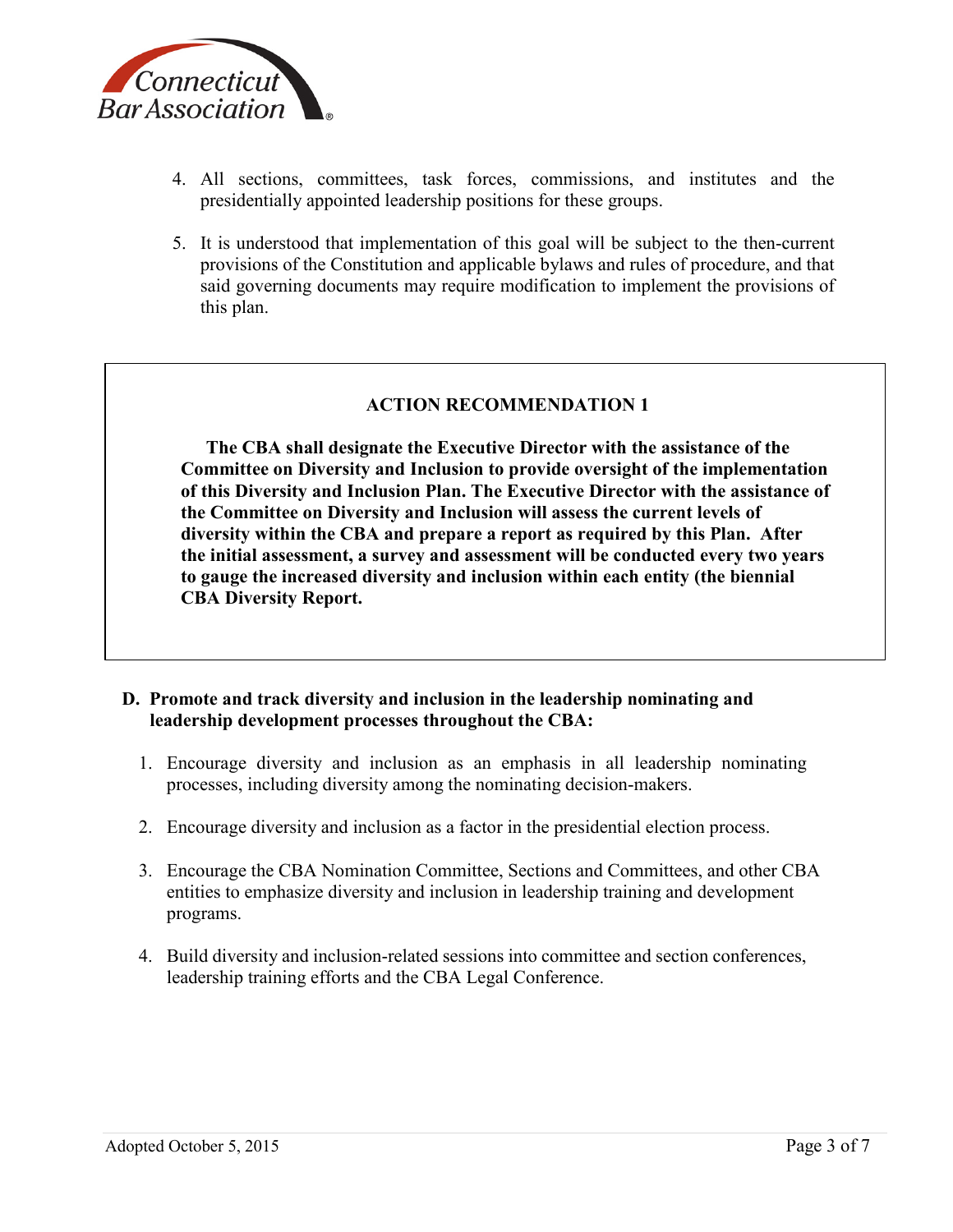4. All sections, committees, task forces, commissions, and institutes and the presidentially appointed leadership positions for these groups.

5. It is understood that implementation of this goal will be subject to the then-current provisions of the Constitution and applicable bylaws and rules of procedure, and that said governing documents may require modification to implement the provisions of this plan.

**ACTION RECOMMENDATION 1**

**The CBA shall designate the Executive Director with the assistance of the Committee on Diversity and Inclusion to provide oversight of the implementation of this Diversity and Inclusion Plan. The Executive Director with the assistance of the Committee on Diversity and Inclusion will assess the current levels of diversity within the CBA and prepare a report as required by this Plan. After the initial assessment, a survey and assessment will be conducted every two years to gauge the increased diversity and inclusion within each entity (the biennial CBA Diversity Report.**

**D. Promote and track diversity and inclusion in the leadership nominating and leadership development processes throughout the CBA:**

1. Encourage diversity and inclusion as an emphasis in all leadership nominating processes, including diversity among the nominating decision-makers.

2. Encourage diversity and inclusion as a factor in the presidential election process.

3. Encourage the CBA Nomination Committee, Sections and Committees, and other CBA entities to emphasize diversity and inclusion in leadership training and development programs.

4. Build diversity and inclusion-related sessions into committee and section conferences, leadership training efforts and the CBA Legal Conference.

Adopted October 5, 2015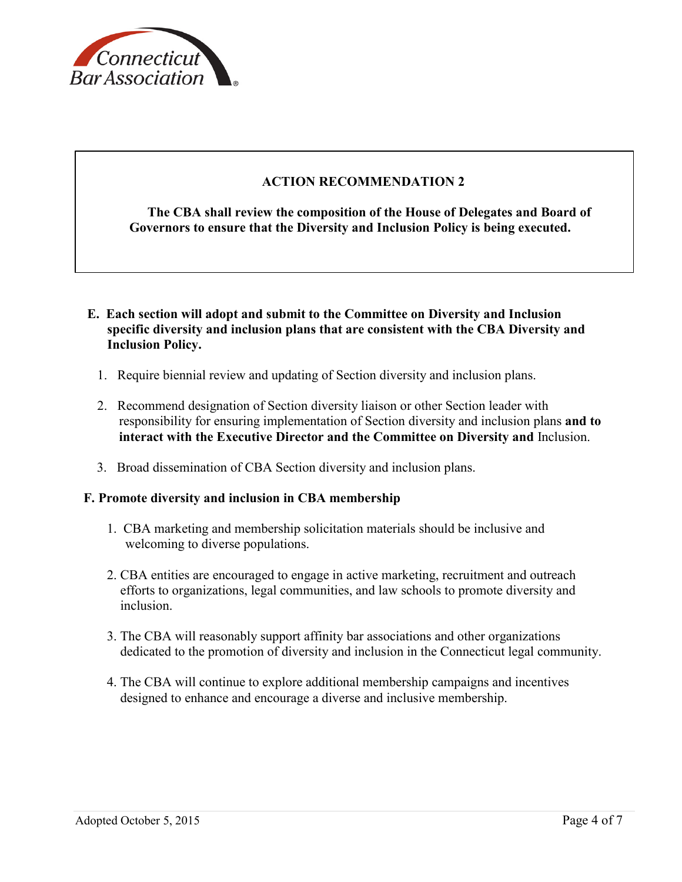**ACTION RECOMMENDATION 2**

**The CBA shall review the composition of the House of Delegates and Board of Governors to ensure that the Diversity and Inclusion Policy is being executed.**

**E. Each section will adopt and submit to the Committee on Diversity and Inclusion specific diversity and inclusion plans that are consistent with the CBA Diversity and Inclusion Policy.**

1. Require biennial review and updating of Section diversity and inclusion plans.
2. Recommend designation of Section diversity liaison or other Section leader with responsibility for ensuring implementation of Section diversity and inclusion plans **and to interact with the Executive Director and the Committee on Diversity and** Inclusion.
3. Broad dissemination of CBA Section diversity and inclusion plans.

**F. Promote diversity and inclusion in CBA membership**

1. CBA marketing and membership solicitation materials should be inclusive and welcoming to diverse populations.
2. CBA entities are encouraged to engage in active marketing, recruitment and outreach efforts to organizations, legal communities, and law schools to promote diversity and inclusion.
3. The CBA will reasonably support affinity bar associations and other organizations dedicated to the promotion of diversity and inclusion in the Connecticut legal community.
4. The CBA will continue to explore additional membership campaigns and incentives designed to enhance and encourage a diverse and inclusive membership.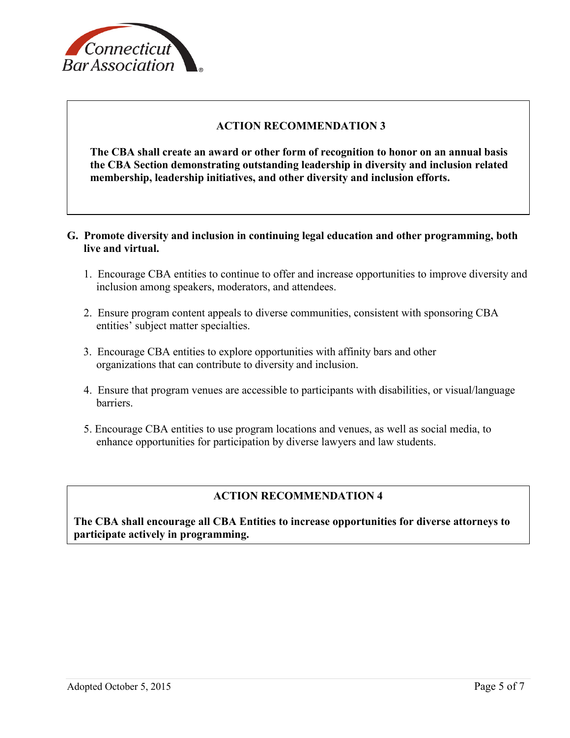**ACTION RECOMMENDATION 3**

**The CBA shall create an award or other form of recognition to honor on an annual basis the CBA Section demonstrating outstanding leadership in diversity and inclusion related membership, leadership initiatives, and other diversity and inclusion efforts.**

## G. Promote diversity and inclusion in continuing legal education and other programming, both live and virtual.

1. Encourage CBA entities to continue to offer and increase opportunities to improve diversity and inclusion among speakers, moderators, and attendees.
2. Ensure program content appeals to diverse communities, consistent with sponsoring CBA entities' subject matter specialties.
3. Encourage CBA entities to explore opportunities with affinity bars and other organizations that can contribute to diversity and inclusion.
4. Ensure that program venues are accessible to participants with disabilities, or visual/language barriers.
5. Encourage CBA entities to use program locations and venues, as well as social media, to enhance opportunities for participation by diverse lawyers and law students.

**ACTION RECOMMENDATION 4**

**The CBA shall encourage all CBA Entities to increase opportunities for diverse attorneys to participate actively in programming.**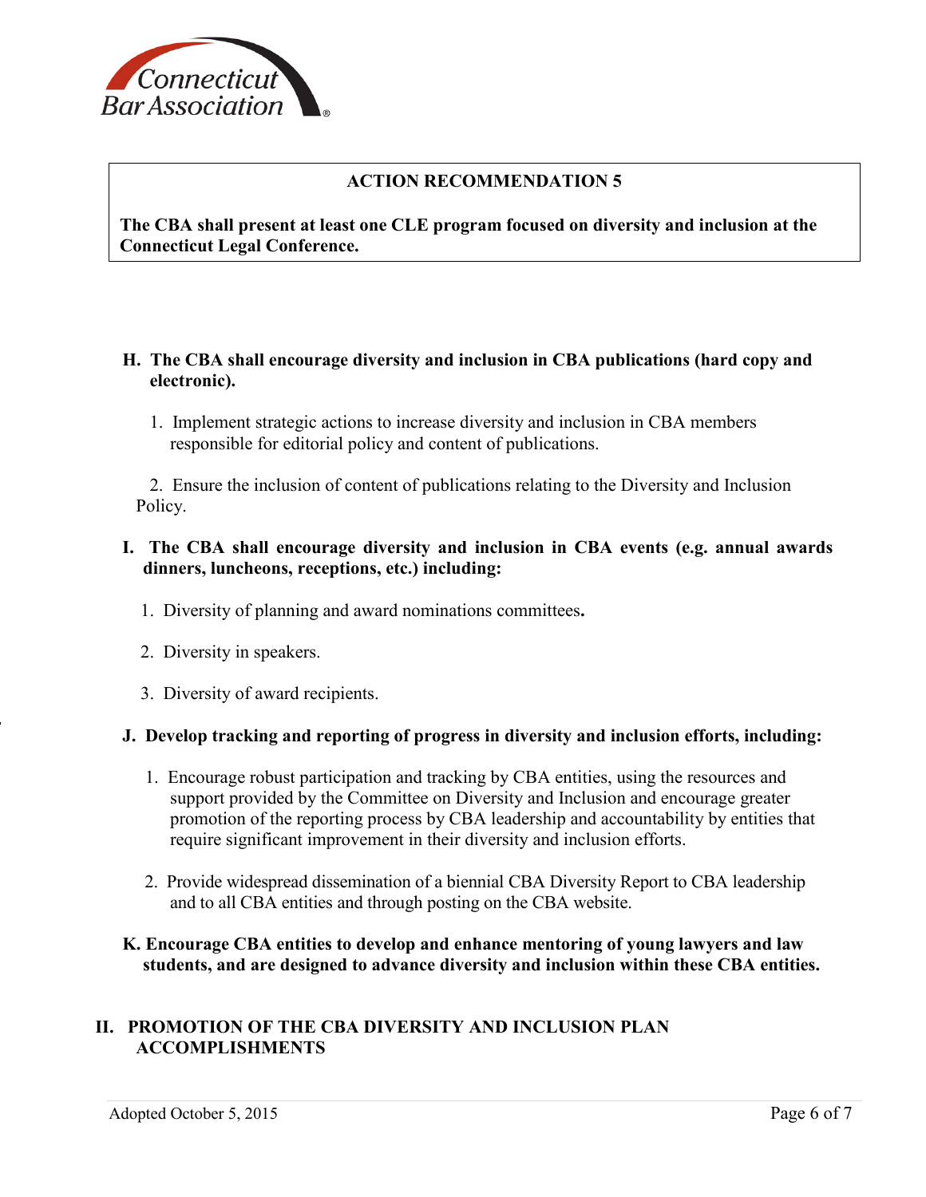**ACTION RECOMMENDATION 5**

**The CBA shall present at least one CLE program focused on diversity and inclusion at the Connecticut Legal Conference.**

**H. The CBA shall encourage diversity and inclusion in CBA publications (hard copy and electronic).**

1. Implement strategic actions to increase diversity and inclusion in CBA members responsible for editorial policy and content of publications.

2. Ensure the inclusion of content of publications relating to the Diversity and Inclusion Policy.

**I. The CBA shall encourage diversity and inclusion in CBA events (e.g. annual awards dinners, luncheons, receptions, etc.) including:**

1. Diversity of planning and award nominations committees**.**

2. Diversity in speakers.

3. Diversity of award recipients.

**J. Develop tracking and reporting of progress in diversity and inclusion efforts, including:**

1. Encourage robust participation and tracking by CBA entities, using the resources and support provided by the Committee on Diversity and Inclusion and encourage greater promotion of the reporting process by CBA leadership and accountability by entities that require significant improvement in their diversity and inclusion efforts.

2. Provide widespread dissemination of a biennial CBA Diversity Report to CBA leadership and to all CBA entities and through posting on the CBA website.

**K. Encourage CBA entities to develop and enhance mentoring of young lawyers and law students, and are designed to advance diversity and inclusion within these CBA entities.**

## II. PROMOTION OF THE CBA DIVERSITY AND INCLUSION PLAN ACCOMPLISHMENTS

Adopted October 5, 2015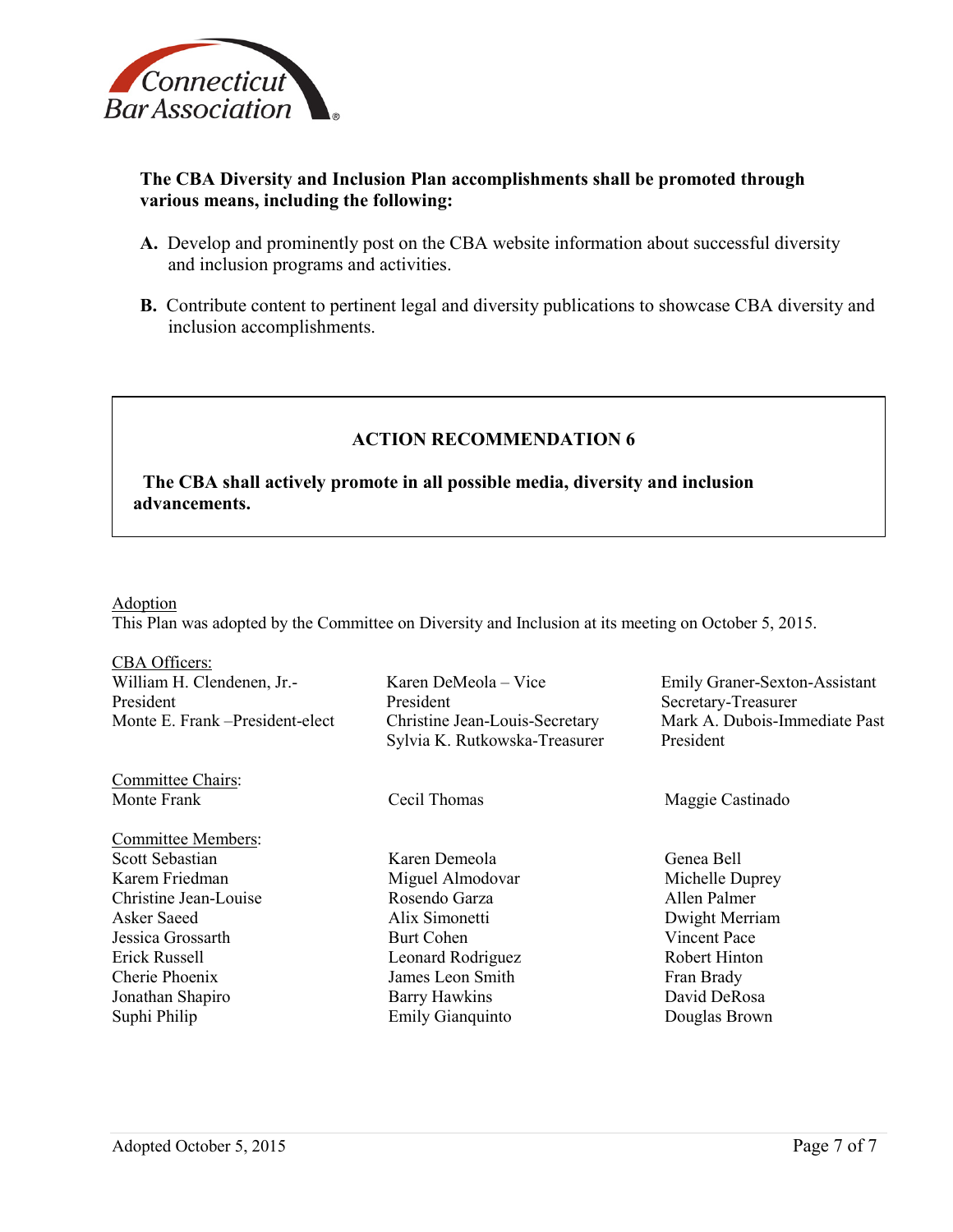Connecticut Bar Association

**The CBA Diversity and Inclusion Plan accomplishments shall be promoted through various means, including the following:**

**A.** Develop and prominently post on the CBA website information about successful diversity and inclusion programs and activities.

**B.** Contribute content to pertinent legal and diversity publications to showcase CBA diversity and inclusion accomplishments.

**ACTION RECOMMENDATION 6**

**The CBA shall actively promote in all possible media, diversity and inclusion advancements.**

Adoption
This Plan was adopted by the Committee on Diversity and Inclusion at its meeting on October 5, 2015.

CBA Officers:

William H. Clendenen, Jr.- President
Monte E. Frank –President-elect
Karen DeMeola – Vice President
Christine Jean-Louis-Secretary
Sylvia K. Rutkowska-Treasurer
Emily Graner-Sexton-Assistant Secretary-Treasurer
Mark A. Dubois-Immediate Past President

Committee Chairs:

Monte Frank
Cecil Thomas
Maggie Castinado

Committee Members:

Scott Sebastian
Karem Friedman
Christine Jean-Louise
Asker Saeed
Jessica Grossarth
Erick Russell
Cherie Phoenix
Jonathan Shapiro
Suphi Philip
Karen Demeola
Miguel Almodovar
Rosendo Garza
Alix Simonetti
Burt Cohen
Leonard Rodriguez
James Leon Smith
Barry Hawkins
Emily Gianquinto
Genea Bell
Michelle Duprey
Allen Palmer
Dwight Merriam
Vincent Pace
Robert Hinton
Fran Brady
David DeRosa
Douglas Brown